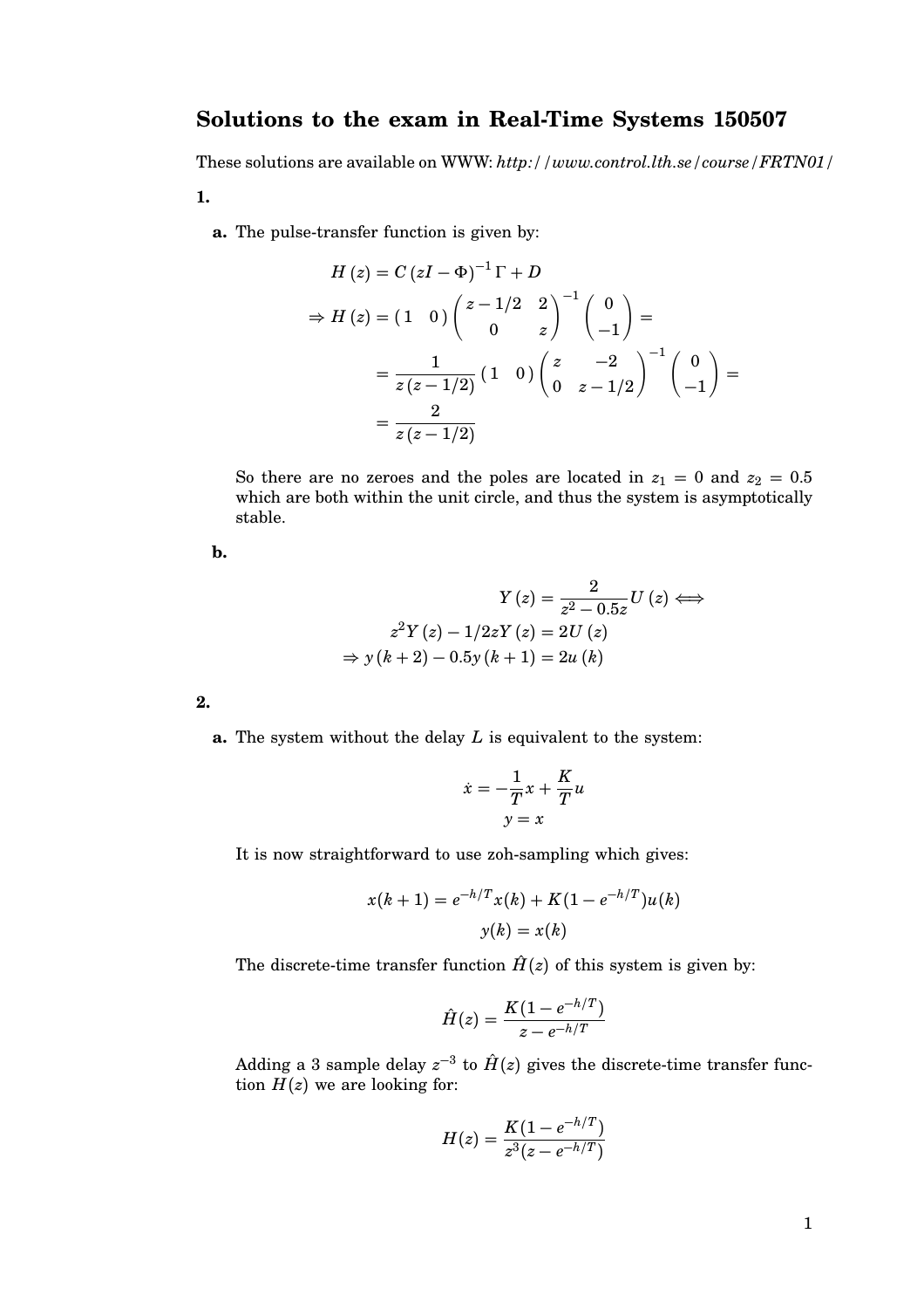## Solutions to the exam in Real-Time Systems 150507

These solutions are available on WWW: *http://www.control.lth.se/course/FRTN01/*

**1.**

**a.** The pulse-transfer function is given by:

$$
\begin{aligned}
H(z) &= C(zI-\Phi)^{-1}\Gamma + D \\
\Rightarrow H(z) &= \begin{pmatrix} 1 & 0 \end{pmatrix} \begin{pmatrix} z-1/2 & 2 \\ 0 & z \end{pmatrix}^{-1} \begin{pmatrix} 0 \\ -1 \end{pmatrix} = \\
&= \frac{1}{z(z-1/2)} \begin{pmatrix} 1 & 0 \end{pmatrix} \begin{pmatrix} z & -2 \\ 0 & z-1/2 \end{pmatrix}^{-1} \begin{pmatrix} 0 \\ -1 \end{pmatrix} = \\
&= \frac{2}{z(z-1/2)}
\end{aligned}
$$

So there are no zeroes and the poles are located in $z_1 = 0$ and $z_2 = 0.5$ which are both within the unit circle, and thus the system is asymptotically stable.

**b.**

$$
\begin{aligned}
Y(z) &= \frac{2}{z^2 - 0.5z} U(z) \Longleftrightarrow \\
z^2 Y(z) - 1/2 z Y(z) &= 2U(z) \\
\Rightarrow y(k+2) - 0.5y(k+1) &= 2u(k)
\end{aligned}
$$

**2.**

**a.** The system without the delay $L$ is equivalent to the system:

$$
\begin{aligned}
\dot{x} &= -\frac{1}{T}x + \frac{K}{T}u \\
y &= x
\end{aligned}
$$

It is now straightforward to use zoh-sampling which gives:

$$
\begin{aligned}
x(k+1) &= e^{-h/T}x(k) + K(1-e^{-h/T})u(k) \\
y(k) &= x(k)
\end{aligned}
$$

The discrete-time transfer function $\hat{H}(z)$ of this system is given by:

$$
\hat{H}(z) = \frac{K(1-e^{-h/T})}{z - e^{-h/T}}
$$

Adding a 3 sample delay $z^{-3}$ to $\hat{H}(z)$ gives the discrete-time transfer function $H(z)$ we are looking for:

$$
H(z) = \frac{K(1-e^{-h/T})}{z^3(z - e^{-h/T})}
$$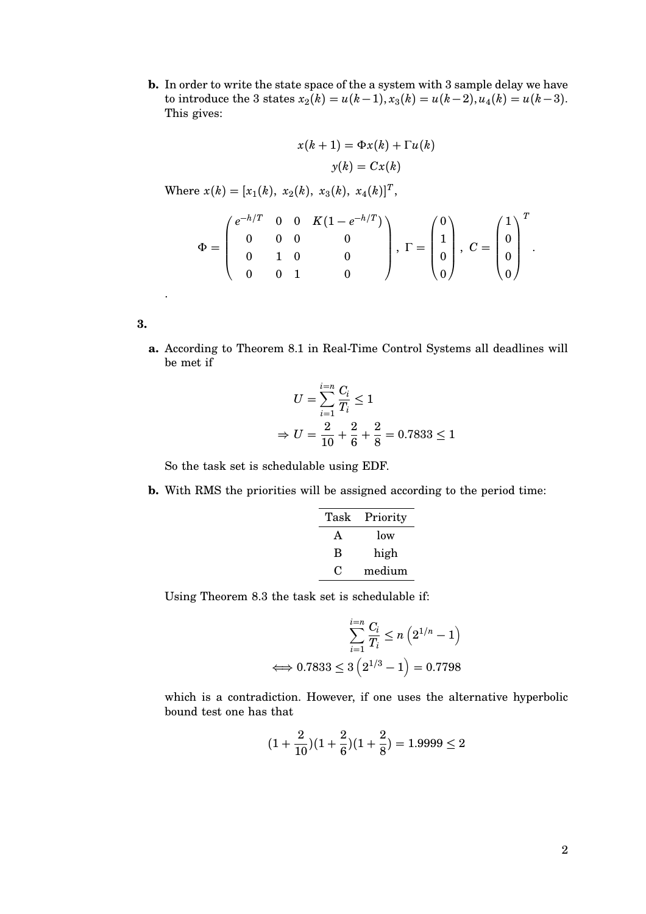**b.** In order to write the state space of the a system with 3 sample delay we have to introduce the 3 states $x_2(k) = u(k-1), x_3(k) = u(k-2), u_4(k) = u(k-3)$. This gives:

$$x(k+1) = \Phi x(k) + \Gamma u(k)$$
$$y(k) = Cx(k)$$

Where $x(k) = [x_1(k),\ x_2(k),\ x_3(k),\ x_4(k)]^T$,

$$\Phi = \begin{pmatrix} e^{-h/T} & 0 & 0 & K(1-e^{-h/T}) \\ 0 & 0 & 0 & 0 \\ 0 & 1 & 0 & 0 \\ 0 & 0 & 1 & 0 \end{pmatrix}, \ \Gamma = \begin{pmatrix} 0 \\ 1 \\ 0 \\ 0 \end{pmatrix}, \ C = \begin{pmatrix} 1 \\ 0 \\ 0 \\ 0 \end{pmatrix}^T.$$

.

**3.**

**a.** According to Theorem 8.1 in Real-Time Control Systems all deadlines will be met if

$$U = \sum_{i=1}^{i=n} \frac{C_i}{T_i} \leq 1$$
$$\Rightarrow U = \frac{2}{10} + \frac{2}{6} + \frac{2}{8} = 0.7833 \leq 1$$

So the task set is schedulable using EDF.

**b.** With RMS the priorities will be assigned according to the period time:

| Task | Priority |
|---|---|
| A | low |
| B | high |
| C | medium |

Using Theorem 8.3 the task set is schedulable if:

$$\sum_{i=1}^{i=n} \frac{C_i}{T_i} \leq n\left(2^{1/n} - 1\right)$$
$$\iff 0.7833 \leq 3\left(2^{1/3} - 1\right) = 0.7798$$

which is a contradiction. However, if one uses the alternative hyperbolic bound test one has that

$$(1 + \frac{2}{10})(1 + \frac{2}{6})(1 + \frac{2}{8}) = 1.9999 \leq 2$$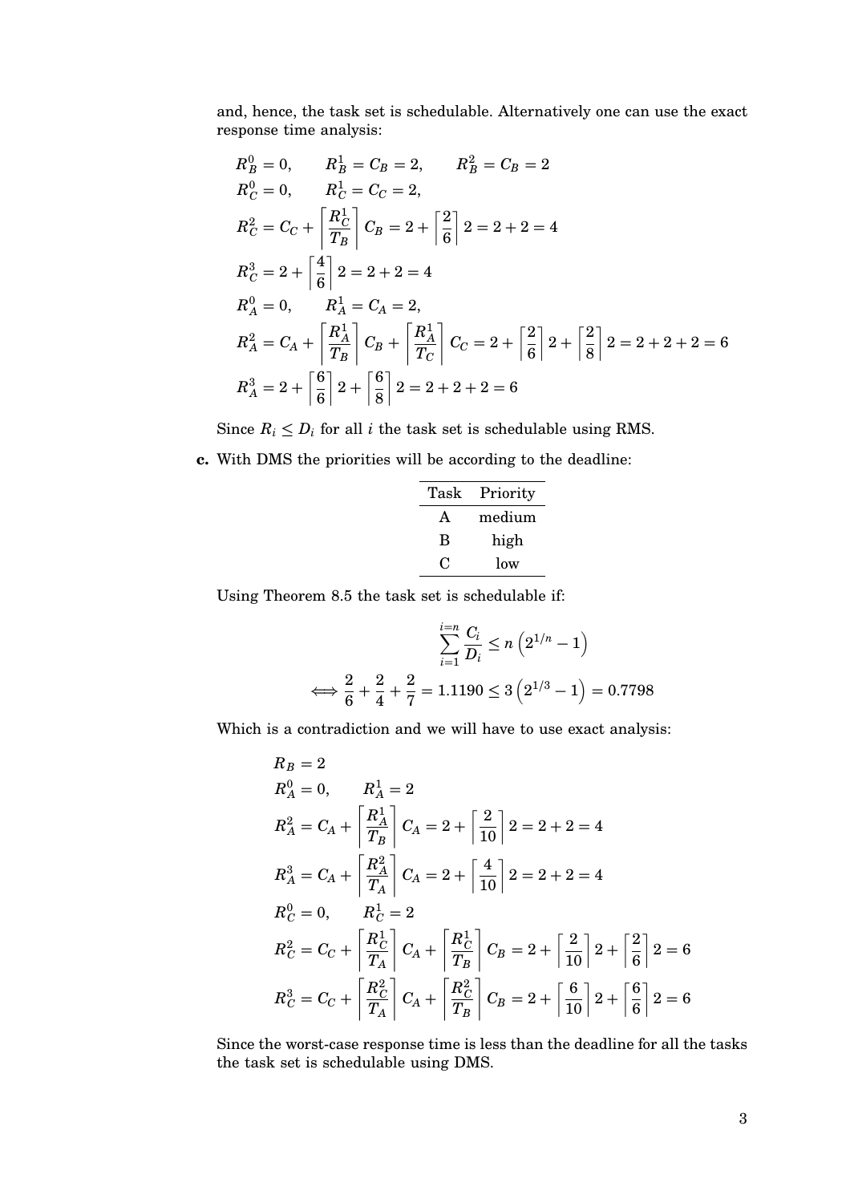and, hence, the task set is schedulable. Alternatively one can use the exact response time analysis:

$$R_B^0 = 0, \qquad R_B^1 = C_B = 2, \qquad R_B^2 = C_B = 2$$

$$R_C^0 = 0, \qquad R_C^1 = C_C = 2,$$

$$R_C^2 = C_C + \left\lceil \frac{R_C^1}{T_B} \right\rceil C_B = 2 + \left\lceil \frac{2}{6} \right\rceil 2 = 2 + 2 = 4$$

$$R_C^3 = 2 + \left\lceil \frac{4}{6} \right\rceil 2 = 2 + 2 = 4$$

$$R_A^0 = 0, \qquad R_A^1 = C_A = 2,$$

$$R_A^2 = C_A + \left\lceil \frac{R_A^1}{T_B} \right\rceil C_B + \left\lceil \frac{R_A^1}{T_C} \right\rceil C_C = 2 + \left\lceil \frac{2}{6} \right\rceil 2 + \left\lceil \frac{2}{8} \right\rceil 2 = 2 + 2 + 2 = 6$$

$$R_A^3 = 2 + \left\lceil \frac{6}{6} \right\rceil 2 + \left\lceil \frac{6}{8} \right\rceil 2 = 2 + 2 + 2 = 6$$

Since $R_i \leq D_i$ for all $i$ the task set is schedulable using RMS.

**c.** With DMS the priorities will be according to the deadline:

| Task | Priority |
|---|---|
| A | medium |
| B | high |
| C | low |

Using Theorem 8.5 the task set is schedulable if:

$$\sum_{i=1}^{i=n} \frac{C_i}{D_i} \leq n \left(2^{1/n} - 1\right)$$

$$\iff \frac{2}{6} + \frac{2}{4} + \frac{2}{7} = 1.1190 \leq 3 \left(2^{1/3} - 1\right) = 0.7798$$

Which is a contradiction and we will have to use exact analysis:

$$R_B = 2$$

$$R_A^0 = 0, \qquad R_A^1 = 2$$

$$R_A^2 = C_A + \left\lceil \frac{R_A^1}{T_B} \right\rceil C_A = 2 + \left\lceil \frac{2}{10} \right\rceil 2 = 2 + 2 = 4$$

$$R_A^3 = C_A + \left\lceil \frac{R_A^2}{T_A} \right\rceil C_A = 2 + \left\lceil \frac{4}{10} \right\rceil 2 = 2 + 2 = 4$$

$$R_C^0 = 0, \qquad R_C^1 = 2$$

$$R_C^2 = C_C + \left\lceil \frac{R_C^1}{T_A} \right\rceil C_A + \left\lceil \frac{R_C^1}{T_B} \right\rceil C_B = 2 + \left\lceil \frac{2}{10} \right\rceil 2 + \left\lceil \frac{2}{6} \right\rceil 2 = 6$$

$$R_C^3 = C_C + \left\lceil \frac{R_C^2}{T_A} \right\rceil C_A + \left\lceil \frac{R_C^2}{T_B} \right\rceil C_B = 2 + \left\lceil \frac{6}{10} \right\rceil 2 + \left\lceil \frac{6}{6} \right\rceil 2 = 6$$

Since the worst-case response time is less than the deadline for all the tasks the task set is schedulable using DMS.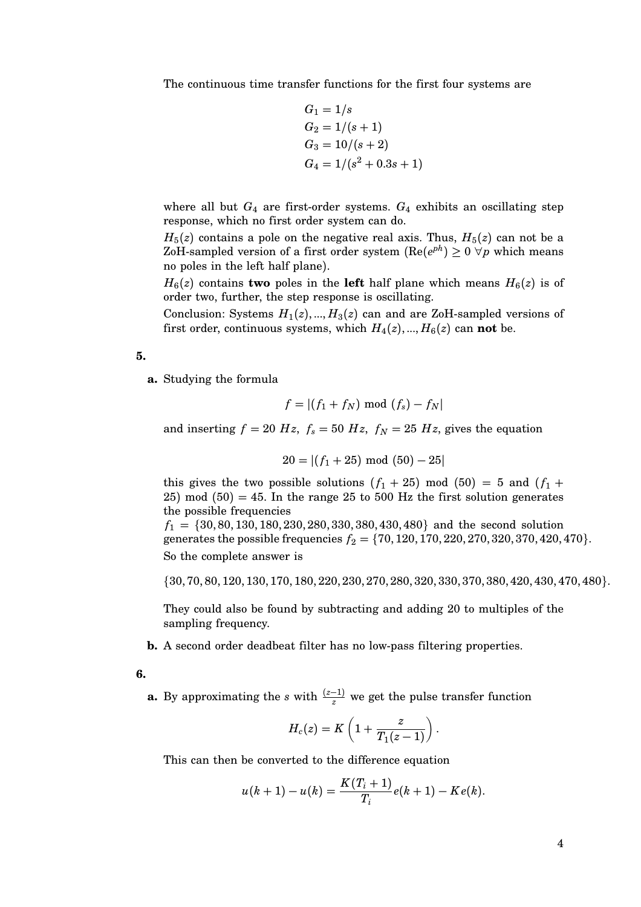The continuous time transfer functions for the first four systems are

$$
\begin{aligned}
G_1 &= 1/s \\
G_2 &= 1/(s+1) \\
G_3 &= 10/(s+2) \\
G_4 &= 1/(s^2 + 0.3s + 1)
\end{aligned}
$$

where all but $G_4$ are first-order systems. $G_4$ exhibits an oscillating step response, which no first order system can do.

$H_5(z)$ contains a pole on the negative real axis. Thus, $H_5(z)$ can not be a ZoH-sampled version of a first order system ($\text{Re}(e^{ph}) \geq 0 \; \forall p$ which means no poles in the left half plane).

$H_6(z)$ contains **two** poles in the **left** half plane which means $H_6(z)$ is of order two, further, the step response is oscillating.

Conclusion: Systems $H_1(z), ..., H_3(z)$ can and are ZoH-sampled versions of first order, continuous systems, which $H_4(z), ..., H_6(z)$ can **not** be.

**5.**

**a.** Studying the formula

$$f = |(f_1 + f_N) \bmod (f_s) - f_N|$$

and inserting $f = 20\ Hz,\ f_s = 50\ Hz,\ f_N = 25\ Hz$, gives the equation

$$20 = |(f_1 + 25) \bmod (50) - 25|$$

this gives the two possible solutions $(f_1 + 25) \bmod (50) = 5$ and $(f_1 + 25) \bmod (50) = 45$. In the range 25 to 500 Hz the first solution generates the possible frequencies $f_1 = \{30, 80, 130, 180, 230, 280, 330, 380, 430, 480\}$ and the second solution generates the possible frequencies $f_2 = \{70, 120, 170, 220, 270, 320, 370, 420, 470\}$.

So the complete answer is

$$\{30, 70, 80, 120, 130, 170, 180, 220, 230, 270, 280, 320, 330, 370, 380, 420, 430, 470, 480\}.$$

They could also be found by subtracting and adding 20 to multiples of the sampling frequency.

**b.** A second order deadbeat filter has no low-pass filtering properties.

**6.**

**a.** By approximating the $s$ with $\frac{(z-1)}{z}$ we get the pulse transfer function

$$H_c(z) = K\left(1 + \frac{z}{T_1(z-1)}\right).$$

This can then be converted to the difference equation

$$u(k+1) - u(k) = \frac{K(T_i + 1)}{T_i} e(k+1) - K e(k).$$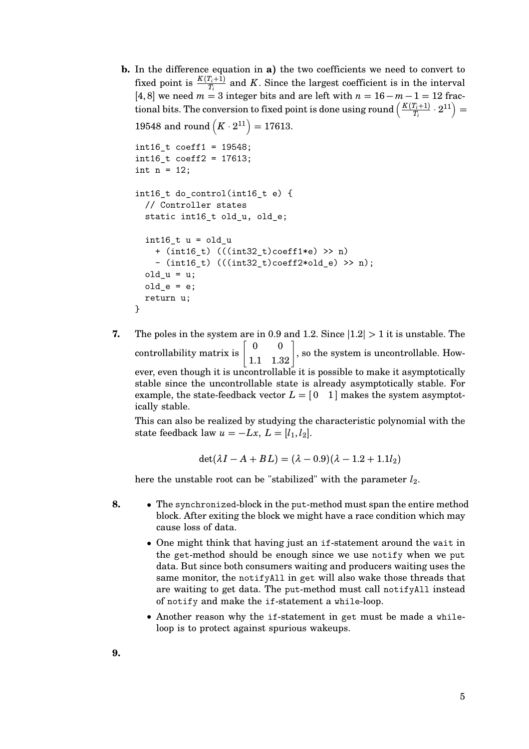**b.** In the difference equation in **a)** the two coefficients we need to convert to fixed point is $\frac{K(T_i+1)}{T_i}$ and $K$. Since the largest coefficient is in the interval $[4, 8]$ we need $m = 3$ integer bits and are left with $n = 16 - m - 1 = 12$ fractional bits. The conversion to fixed point is done using round$\left(\frac{K(T_i+1)}{T_i} \cdot 2^{11}\right) = 19548$ and round$\left(K \cdot 2^{11}\right) = 17613$.

```
int16_t coeff1 = 19548;
int16_t coeff2 = 17613;
int n = 12;

int16_t do_control(int16_t e) {
  // Controller states
  static int16_t old_u, old_e;

  int16_t u = old_u
    + (int16_t) (((int32_t)coeff1*e) >> n)
    - (int16_t) (((int32_t)coeff2*old_e) >> n);
  old_u = u;
  old_e = e;
  return u;
}
```

**7.** The poles in the system are in 0.9 and 1.2. Since $|1.2| > 1$ it is unstable. The controllability matrix is $\begin{bmatrix} 0 & 0 \\ 1.1 & 1.32 \end{bmatrix}$, so the system is uncontrollable. However, even though it is uncontrollable it is possible to make it asymptotically stable since the uncontrollable state is already asymptotically stable. For example, the state-feedback vector $L = [0 \quad 1]$ makes the system asymptotically stable.

This can also be realized by studying the characteristic polynomial with the state feedback law $u = -Lx$, $L = [l_1, l_2]$.

$$\det(\lambda I - A + BL) = (\lambda - 0.9)(\lambda - 1.2 + 1.1 l_2)$$

here the unstable root can be "stabilized" with the parameter $l_2$.

**8.**

- The synchronized-block in the put-method must span the entire method block. After exiting the block we might have a race condition which may cause loss of data.
- One might think that having just an if-statement around the wait in the get-method should be enough since we use notify when we put data. But since both consumers waiting and producers waiting uses the same monitor, the notifyAll in get will also wake those threads that are waiting to get data. The put-method must call notifyAll instead of notify and make the if-statement a while-loop.
- Another reason why the if-statement in get must be made a while-loop is to protect against spurious wakeups.

**9.**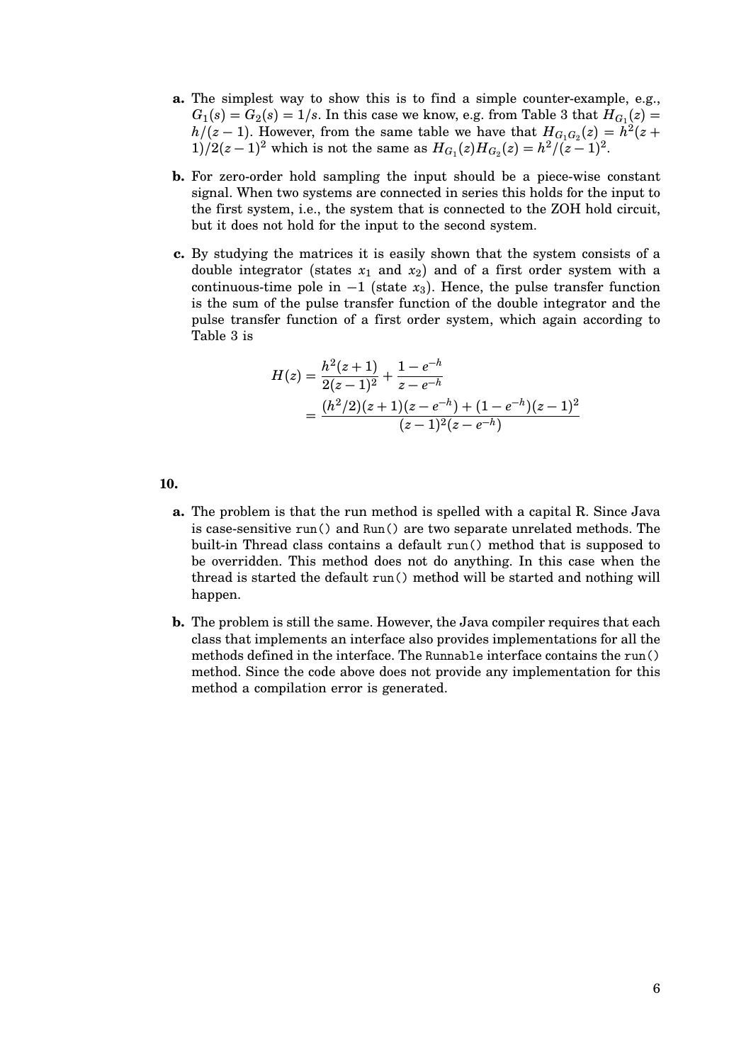**a.** The simplest way to show this is to find a simple counter-example, e.g., $G_1(s) = G_2(s) = 1/s$. In this case we know, e.g. from Table 3 that $H_{G_1}(z) = h/(z-1)$. However, from the same table we have that $H_{G_1G_2}(z) = h^2(z+1)/2(z-1)^2$ which is not the same as $H_{G_1}(z)H_{G_2}(z) = h^2/(z-1)^2$.

**b.** For zero-order hold sampling the input should be a piece-wise constant signal. When two systems are connected in series this holds for the input to the first system, i.e., the system that is connected to the ZOH hold circuit, but it does not hold for the input to the second system.

**c.** By studying the matrices it is easily shown that the system consists of a double integrator (states $x_1$ and $x_2$) and of a first order system with a continuous-time pole in $-1$ (state $x_3$). Hence, the pulse transfer function is the sum of the pulse transfer function of the double integrator and the pulse transfer function of a first order system, which again according to Table 3 is

$$
\begin{aligned}
H(z) &= \frac{h^2(z+1)}{2(z-1)^2} + \frac{1-e^{-h}}{z-e^{-h}} \\
&= \frac{(h^2/2)(z+1)(z-e^{-h}) + (1-e^{-h})(z-1)^2}{(z-1)^2(z-e^{-h})}
\end{aligned}
$$

**10.**

**a.** The problem is that the run method is spelled with a capital R. Since Java is case-sensitive `run()` and `Run()` are two separate unrelated methods. The built-in Thread class contains a default `run()` method that is supposed to be overridden. This method does not do anything. In this case when the thread is started the default `run()` method will be started and nothing will happen.

**b.** The problem is still the same. However, the Java compiler requires that each class that implements an interface also provides implementations for all the methods defined in the interface. The `Runnable` interface contains the `run()` method. Since the code above does not provide any implementation for this method a compilation error is generated.